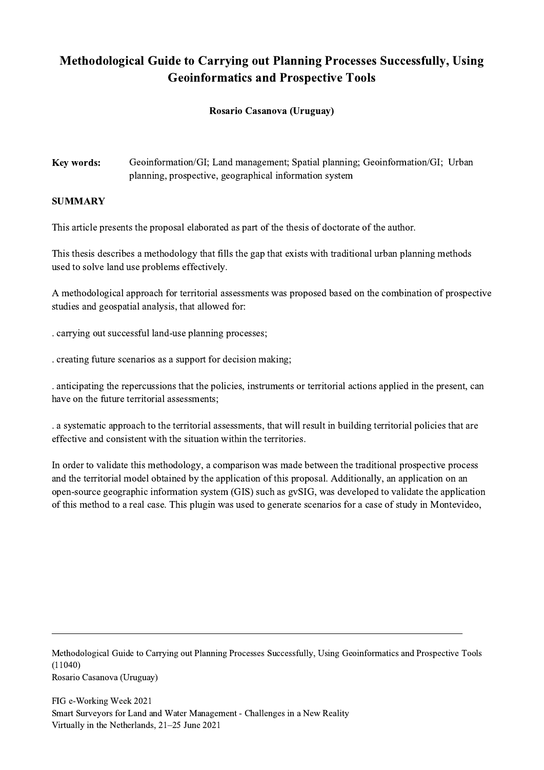# Methodological Guide to Carrying out Planning Processes Successfully, Using Geoinformatics and Prospective Tools

**Rosario Casanova (Uruguay)**

**Key words:** Geoinformation/GI; Land management; Spatial planning; Geoinformation/GI; Urban planning, prospective, geographical information system

## SUMMARY

This article presents the proposal elaborated as part of the thesis of doctorate of the author.

This thesis describes a methodology that fills the gap that exists with traditional urban planning methods used to solve land use problems effectively.

A methodological approach for territorial assessments was proposed based on the combination of prospective studies and geospatial analysis, that allowed for:

. carrying out successful land-use planning processes;

. creating future scenarios as a support for decision making;

. anticipating the repercussions that the policies, instruments or territorial actions applied in the present, can have on the future territorial assessments;

. a systematic approach to the territorial assessments, that will result in building territorial policies that are effective and consistent with the situation within the territories.

In order to validate this methodology, a comparison was made between the traditional prospective process and the territorial model obtained by the application of this proposal. Additionally, an application on an open-source geographic information system (GIS) such as gvSIG, was developed to validate the application of this method to a real case. This plugin was used to generate scenarios for a case of study in Montevideo,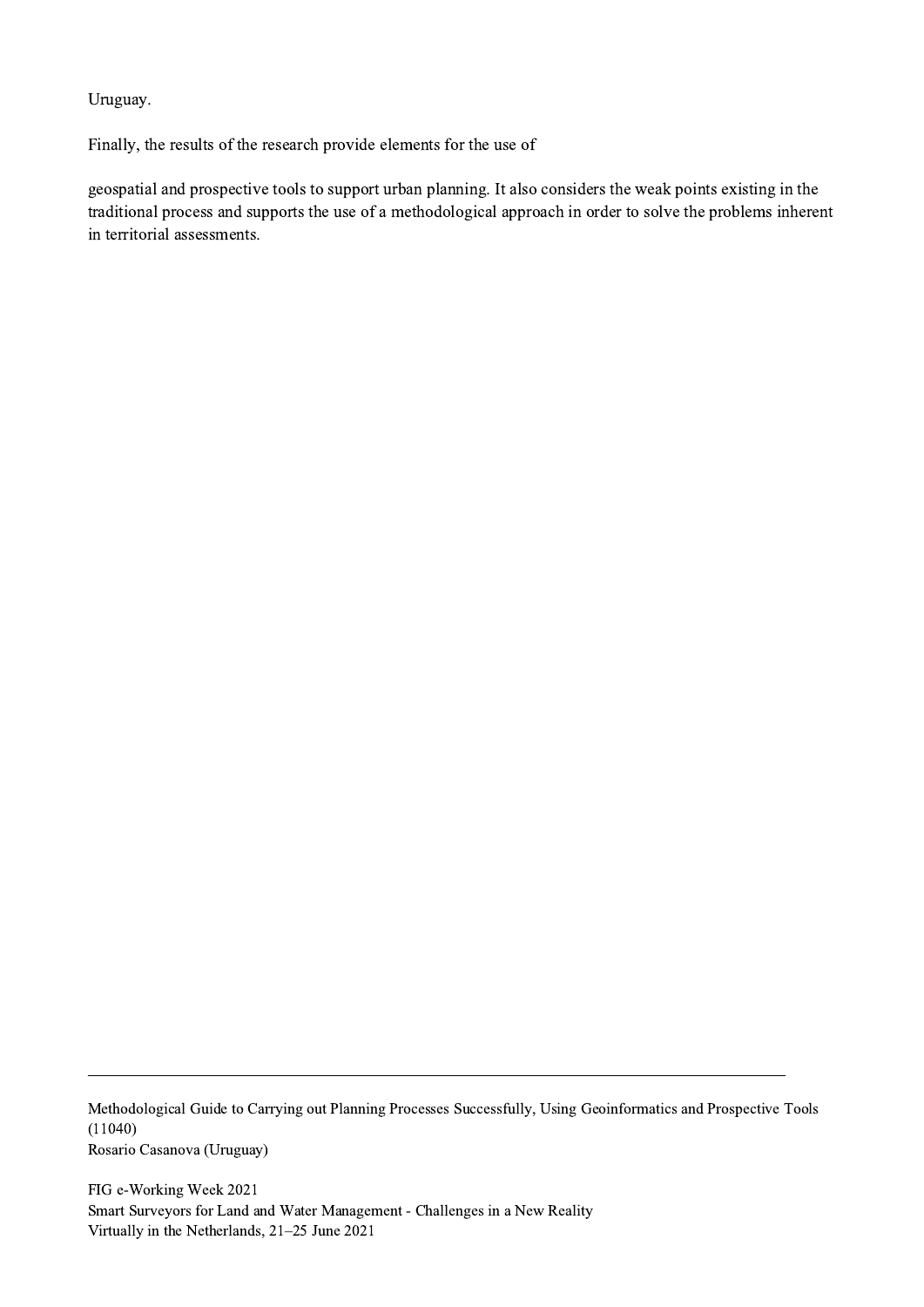Uruguay.

Finally, the results of the research provide elements for the use of

geospatial and prospective tools to support urban planning. It also considers the weak points existing in the traditional process and supports the use of a methodological approach in order to solve the problems inherent in territorial assessments.